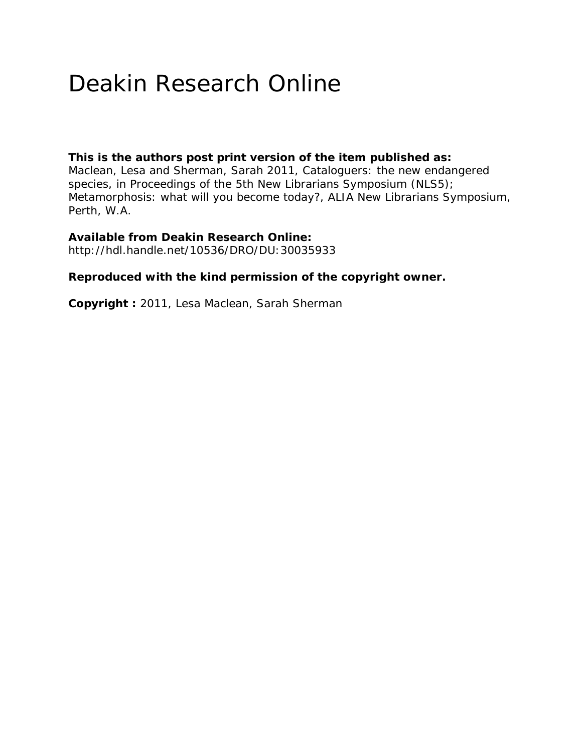# Deakin Research Online

**This is the authors post print version of the item published as:**
Maclean, Lesa and Sherman, Sarah 2011, Cataloguers: the new endangered species, in Proceedings of the 5th New Librarians Symposium (NLS5); Metamorphosis: what will you become today?, ALIA New Librarians Symposium, Perth, W.A.

**Available from Deakin Research Online:**
http://hdl.handle.net/10536/DRO/DU:30035933

**Reproduced with the kind permission of the copyright owner.**

**Copyright :** 2011, Lesa Maclean, Sarah Sherman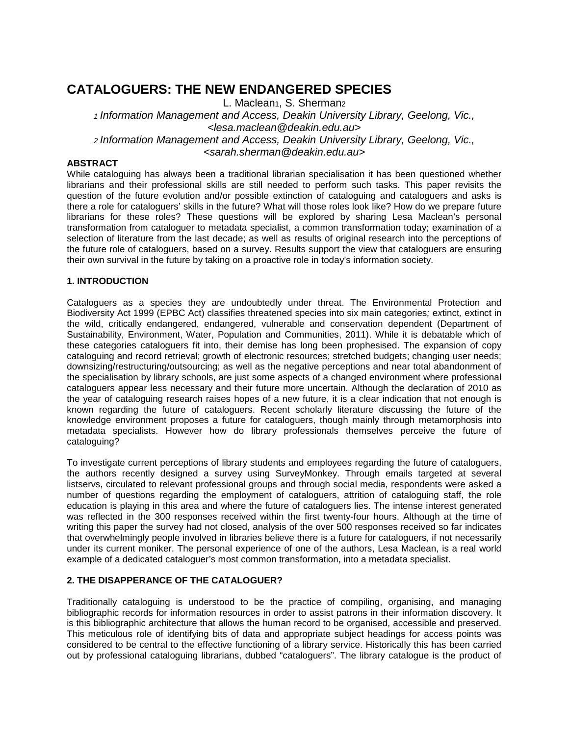# CATALOGUERS: THE NEW ENDANGERED SPECIES

L. Maclean[1], S. Sherman[2]

[1] *Information Management and Access, Deakin University Library, Geelong, Vic., <lesa.maclean@deakin.edu.au>*

[2] *Information Management and Access, Deakin University Library, Geelong, Vic., <sarah.sherman@deakin.edu.au>*

**ABSTRACT**

While cataloguing has always been a traditional librarian specialisation it has been questioned whether librarians and their professional skills are still needed to perform such tasks. This paper revisits the question of the future evolution and/or possible extinction of cataloguing and cataloguers and asks is there a role for cataloguers' skills in the future? What will those roles look like? How do we prepare future librarians for these roles? These questions will be explored by sharing Lesa Maclean's personal transformation from cataloguer to metadata specialist, a common transformation today; examination of a selection of literature from the last decade; as well as results of original research into the perceptions of the future role of cataloguers, based on a survey. Results support the view that cataloguers are ensuring their own survival in the future by taking on a proactive role in today's information society.

## 1. INTRODUCTION

Cataloguers as a species they are undoubtedly under threat. The Environmental Protection and Biodiversity Act 1999 (EPBC Act) classifies threatened species into six main categories*;* extinct*,* extinct in the wild, critically endangered*,* endangered, vulnerable and conservation dependent (Department of Sustainability, Environment, Water, Population and Communities, 2011). While it is debatable which of these categories cataloguers fit into, their demise has long been prophesised. The expansion of copy cataloguing and record retrieval; growth of electronic resources; stretched budgets; changing user needs; downsizing/restructuring/outsourcing; as well as the negative perceptions and near total abandonment of the specialisation by library schools, are just some aspects of a changed environment where professional cataloguers appear less necessary and their future more uncertain. Although the declaration of 2010 as the year of cataloguing research raises hopes of a new future, it is a clear indication that not enough is known regarding the future of cataloguers. Recent scholarly literature discussing the future of the knowledge environment proposes a future for cataloguers, though mainly through metamorphosis into metadata specialists. However how do library professionals themselves perceive the future of cataloguing?

To investigate current perceptions of library students and employees regarding the future of cataloguers, the authors recently designed a survey using SurveyMonkey. Through emails targeted at several listservs, circulated to relevant professional groups and through social media, respondents were asked a number of questions regarding the employment of cataloguers, attrition of cataloguing staff, the role education is playing in this area and where the future of cataloguers lies. The intense interest generated was reflected in the 300 responses received within the first twenty-four hours. Although at the time of writing this paper the survey had not closed, analysis of the over 500 responses received so far indicates that overwhelmingly people involved in libraries believe there is a future for cataloguers, if not necessarily under its current moniker. The personal experience of one of the authors, Lesa Maclean, is a real world example of a dedicated cataloguer's most common transformation, into a metadata specialist.

## 2. THE DISAPPERANCE OF THE CATALOGUER?

Traditionally cataloguing is understood to be the practice of compiling, organising, and managing bibliographic records for information resources in order to assist patrons in their information discovery. It is this bibliographic architecture that allows the human record to be organised, accessible and preserved. This meticulous role of identifying bits of data and appropriate subject headings for access points was considered to be central to the effective functioning of a library service. Historically this has been carried out by professional cataloguing librarians, dubbed "cataloguers". The library catalogue is the product of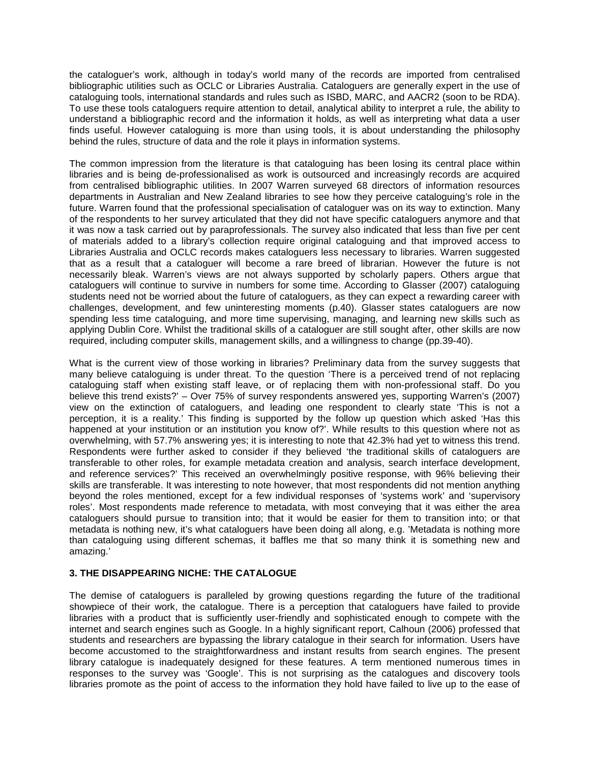the cataloguer's work, although in today's world many of the records are imported from centralised bibliographic utilities such as OCLC or Libraries Australia. Cataloguers are generally expert in the use of cataloguing tools, international standards and rules such as ISBD, MARC, and AACR2 (soon to be RDA). To use these tools cataloguers require attention to detail, analytical ability to interpret a rule, the ability to understand a bibliographic record and the information it holds, as well as interpreting what data a user finds useful. However cataloguing is more than using tools, it is about understanding the philosophy behind the rules, structure of data and the role it plays in information systems.

The common impression from the literature is that cataloguing has been losing its central place within libraries and is being de-professionalised as work is outsourced and increasingly records are acquired from centralised bibliographic utilities. In 2007 Warren surveyed 68 directors of information resources departments in Australian and New Zealand libraries to see how they perceive cataloguing's role in the future. Warren found that the professional specialisation of cataloguer was on its way to extinction. Many of the respondents to her survey articulated that they did not have specific cataloguers anymore and that it was now a task carried out by paraprofessionals. The survey also indicated that less than five per cent of materials added to a library's collection require original cataloguing and that improved access to Libraries Australia and OCLC records makes cataloguers less necessary to libraries. Warren suggested that as a result that a cataloguer will become a rare breed of librarian. However the future is not necessarily bleak. Warren's views are not always supported by scholarly papers. Others argue that cataloguers will continue to survive in numbers for some time. According to Glasser (2007) cataloguing students need not be worried about the future of cataloguers, as they can expect a rewarding career with challenges, development, and few uninteresting moments (p.40). Glasser states cataloguers are now spending less time cataloguing, and more time supervising, managing, and learning new skills such as applying Dublin Core. Whilst the traditional skills of a cataloguer are still sought after, other skills are now required, including computer skills, management skills, and a willingness to change (pp.39-40).

What is the current view of those working in libraries? Preliminary data from the survey suggests that many believe cataloguing is under threat. To the question 'There is a perceived trend of not replacing cataloguing staff when existing staff leave, or of replacing them with non-professional staff. Do you believe this trend exists?' – Over 75% of survey respondents answered yes, supporting Warren's (2007) view on the extinction of cataloguers, and leading one respondent to clearly state 'This is not a perception, it is a reality.' This finding is supported by the follow up question which asked 'Has this happened at your institution or an institution you know of?'. While results to this question where not as overwhelming, with 57.7% answering yes; it is interesting to note that 42.3% had yet to witness this trend. Respondents were further asked to consider if they believed 'the traditional skills of cataloguers are transferable to other roles, for example metadata creation and analysis, search interface development, and reference services?' This received an overwhelmingly positive response, with 96% believing their skills are transferable. It was interesting to note however, that most respondents did not mention anything beyond the roles mentioned, except for a few individual responses of 'systems work' and 'supervisory roles'. Most respondents made reference to metadata, with most conveying that it was either the area cataloguers should pursue to transition into; that it would be easier for them to transition into; or that metadata is nothing new, it's what cataloguers have been doing all along, e.g. 'Metadata is nothing more than cataloguing using different schemas, it baffles me that so many think it is something new and amazing.'

## 3. THE DISAPPEARING NICHE: THE CATALOGUE

The demise of cataloguers is paralleled by growing questions regarding the future of the traditional showpiece of their work, the catalogue. There is a perception that cataloguers have failed to provide libraries with a product that is sufficiently user-friendly and sophisticated enough to compete with the internet and search engines such as Google. In a highly significant report, Calhoun (2006) professed that students and researchers are bypassing the library catalogue in their search for information. Users have become accustomed to the straightforwardness and instant results from search engines. The present library catalogue is inadequately designed for these features. A term mentioned numerous times in responses to the survey was 'Google'. This is not surprising as the catalogues and discovery tools libraries promote as the point of access to the information they hold have failed to live up to the ease of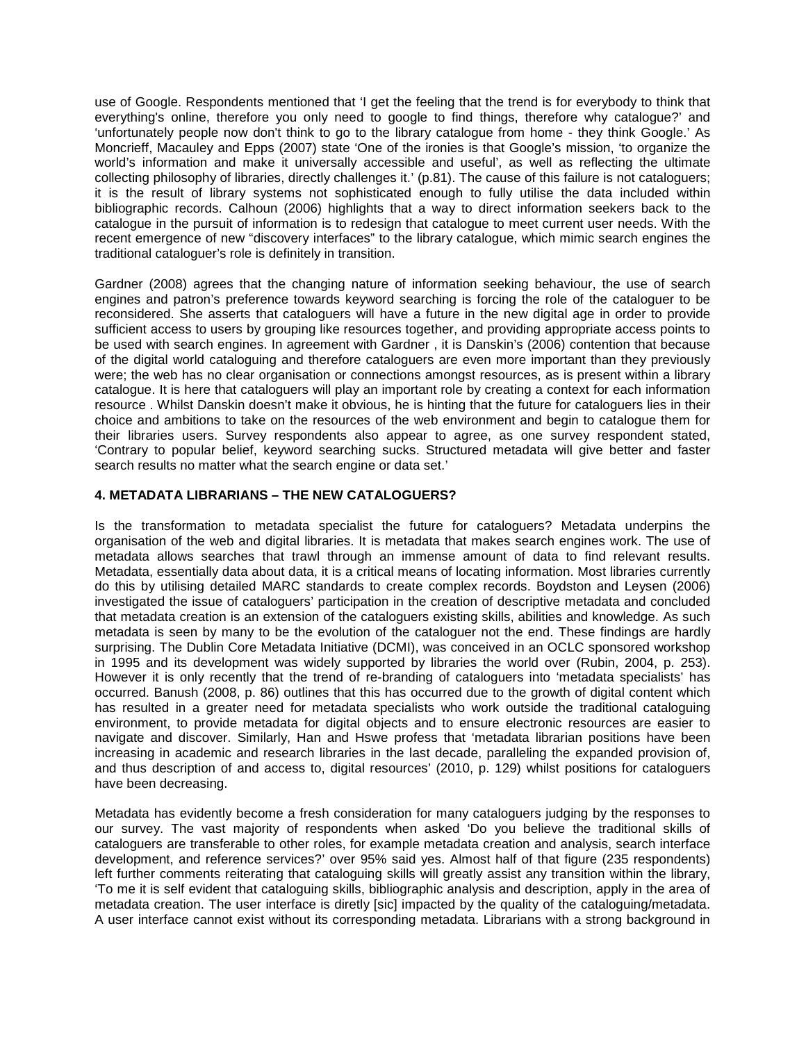use of Google. Respondents mentioned that 'I get the feeling that the trend is for everybody to think that everything's online, therefore you only need to google to find things, therefore why catalogue?' and 'unfortunately people now don't think to go to the library catalogue from home - they think Google.' As Moncrieff, Macauley and Epps (2007) state 'One of the ironies is that Google's mission, 'to organize the world's information and make it universally accessible and useful', as well as reflecting the ultimate collecting philosophy of libraries, directly challenges it.' (p.81). The cause of this failure is not cataloguers; it is the result of library systems not sophisticated enough to fully utilise the data included within bibliographic records. Calhoun (2006) highlights that a way to direct information seekers back to the catalogue in the pursuit of information is to redesign that catalogue to meet current user needs. With the recent emergence of new "discovery interfaces" to the library catalogue, which mimic search engines the traditional cataloguer's role is definitely in transition.

Gardner (2008) agrees that the changing nature of information seeking behaviour, the use of search engines and patron's preference towards keyword searching is forcing the role of the cataloguer to be reconsidered. She asserts that cataloguers will have a future in the new digital age in order to provide sufficient access to users by grouping like resources together, and providing appropriate access points to be used with search engines. In agreement with Gardner , it is Danskin's (2006) contention that because of the digital world cataloguing and therefore cataloguers are even more important than they previously were; the web has no clear organisation or connections amongst resources, as is present within a library catalogue. It is here that cataloguers will play an important role by creating a context for each information resource . Whilst Danskin doesn't make it obvious, he is hinting that the future for cataloguers lies in their choice and ambitions to take on the resources of the web environment and begin to catalogue them for their libraries users. Survey respondents also appear to agree, as one survey respondent stated, 'Contrary to popular belief, keyword searching sucks. Structured metadata will give better and faster search results no matter what the search engine or data set.'

### 4. METADATA LIBRARIANS – THE NEW CATALOGUERS?

Is the transformation to metadata specialist the future for cataloguers? Metadata underpins the organisation of the web and digital libraries. It is metadata that makes search engines work. The use of metadata allows searches that trawl through an immense amount of data to find relevant results. Metadata, essentially data about data, it is a critical means of locating information. Most libraries currently do this by utilising detailed MARC standards to create complex records. Boydston and Leysen (2006) investigated the issue of cataloguers' participation in the creation of descriptive metadata and concluded that metadata creation is an extension of the cataloguers existing skills, abilities and knowledge. As such metadata is seen by many to be the evolution of the cataloguer not the end. These findings are hardly surprising. The Dublin Core Metadata Initiative (DCMI), was conceived in an OCLC sponsored workshop in 1995 and its development was widely supported by libraries the world over (Rubin, 2004, p. 253). However it is only recently that the trend of re-branding of cataloguers into 'metadata specialists' has occurred. Banush (2008, p. 86) outlines that this has occurred due to the growth of digital content which has resulted in a greater need for metadata specialists who work outside the traditional cataloguing environment, to provide metadata for digital objects and to ensure electronic resources are easier to navigate and discover. Similarly, Han and Hswe profess that 'metadata librarian positions have been increasing in academic and research libraries in the last decade, paralleling the expanded provision of, and thus description of and access to, digital resources' (2010, p. 129) whilst positions for cataloguers have been decreasing.

Metadata has evidently become a fresh consideration for many cataloguers judging by the responses to our survey. The vast majority of respondents when asked 'Do you believe the traditional skills of cataloguers are transferable to other roles, for example metadata creation and analysis, search interface development, and reference services?' over 95% said yes. Almost half of that figure (235 respondents) left further comments reiterating that cataloguing skills will greatly assist any transition within the library, 'To me it is self evident that cataloguing skills, bibliographic analysis and description, apply in the area of metadata creation. The user interface is diretly [sic] impacted by the quality of the cataloguing/metadata. A user interface cannot exist without its corresponding metadata. Librarians with a strong background in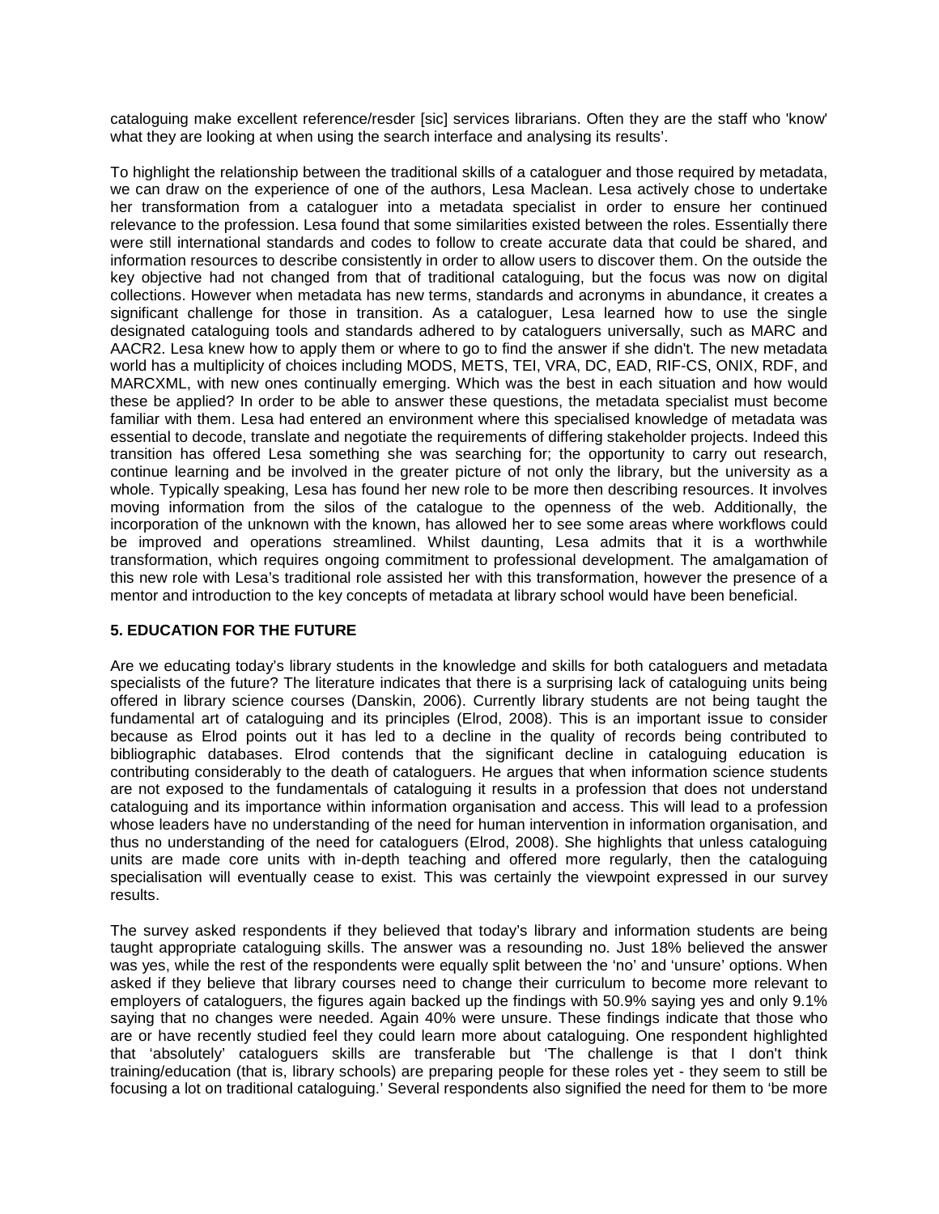cataloguing make excellent reference/resder [sic] services librarians. Often they are the staff who 'know' what they are looking at when using the search interface and analysing its results'.

To highlight the relationship between the traditional skills of a cataloguer and those required by metadata, we can draw on the experience of one of the authors, Lesa Maclean. Lesa actively chose to undertake her transformation from a cataloguer into a metadata specialist in order to ensure her continued relevance to the profession. Lesa found that some similarities existed between the roles. Essentially there were still international standards and codes to follow to create accurate data that could be shared, and information resources to describe consistently in order to allow users to discover them. On the outside the key objective had not changed from that of traditional cataloguing, but the focus was now on digital collections. However when metadata has new terms, standards and acronyms in abundance, it creates a significant challenge for those in transition. As a cataloguer, Lesa learned how to use the single designated cataloguing tools and standards adhered to by cataloguers universally, such as MARC and AACR2. Lesa knew how to apply them or where to go to find the answer if she didn't. The new metadata world has a multiplicity of choices including MODS, METS, TEI, VRA, DC, EAD, RIF-CS, ONIX, RDF, and MARCXML, with new ones continually emerging. Which was the best in each situation and how would these be applied? In order to be able to answer these questions, the metadata specialist must become familiar with them. Lesa had entered an environment where this specialised knowledge of metadata was essential to decode, translate and negotiate the requirements of differing stakeholder projects. Indeed this transition has offered Lesa something she was searching for; the opportunity to carry out research, continue learning and be involved in the greater picture of not only the library, but the university as a whole. Typically speaking, Lesa has found her new role to be more then describing resources. It involves moving information from the silos of the catalogue to the openness of the web. Additionally, the incorporation of the unknown with the known, has allowed her to see some areas where workflows could be improved and operations streamlined. Whilst daunting, Lesa admits that it is a worthwhile transformation, which requires ongoing commitment to professional development. The amalgamation of this new role with Lesa's traditional role assisted her with this transformation, however the presence of a mentor and introduction to the key concepts of metadata at library school would have been beneficial.

## 5. EDUCATION FOR THE FUTURE

Are we educating today's library students in the knowledge and skills for both cataloguers and metadata specialists of the future? The literature indicates that there is a surprising lack of cataloguing units being offered in library science courses (Danskin, 2006). Currently library students are not being taught the fundamental art of cataloguing and its principles (Elrod, 2008). This is an important issue to consider because as Elrod points out it has led to a decline in the quality of records being contributed to bibliographic databases. Elrod contends that the significant decline in cataloguing education is contributing considerably to the death of cataloguers. He argues that when information science students are not exposed to the fundamentals of cataloguing it results in a profession that does not understand cataloguing and its importance within information organisation and access. This will lead to a profession whose leaders have no understanding of the need for human intervention in information organisation, and thus no understanding of the need for cataloguers (Elrod, 2008). She highlights that unless cataloguing units are made core units with in-depth teaching and offered more regularly, then the cataloguing specialisation will eventually cease to exist. This was certainly the viewpoint expressed in our survey results.

The survey asked respondents if they believed that today's library and information students are being taught appropriate cataloguing skills. The answer was a resounding no. Just 18% believed the answer was yes, while the rest of the respondents were equally split between the 'no' and 'unsure' options. When asked if they believe that library courses need to change their curriculum to become more relevant to employers of cataloguers, the figures again backed up the findings with 50.9% saying yes and only 9.1% saying that no changes were needed. Again 40% were unsure. These findings indicate that those who are or have recently studied feel they could learn more about cataloguing. One respondent highlighted that 'absolutely' cataloguers skills are transferable but 'The challenge is that I don't think training/education (that is, library schools) are preparing people for these roles yet - they seem to still be focusing a lot on traditional cataloguing.' Several respondents also signified the need for them to 'be more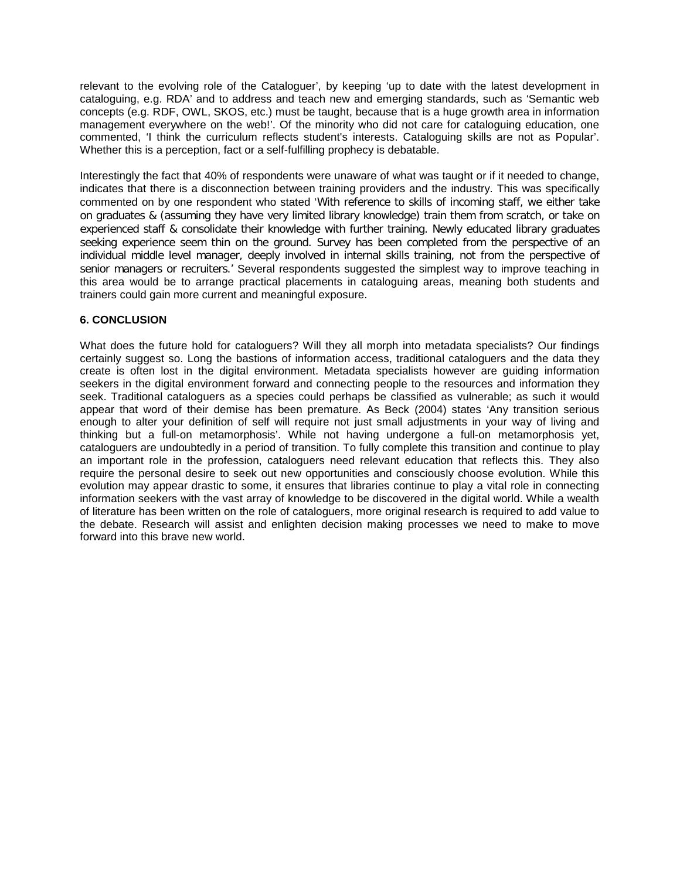relevant to the evolving role of the Cataloguer', by keeping 'up to date with the latest development in cataloguing, e.g. RDA' and to address and teach new and emerging standards, such as 'Semantic web concepts (e.g. RDF, OWL, SKOS, etc.) must be taught, because that is a huge growth area in information management everywhere on the web!'. Of the minority who did not care for cataloguing education, one commented, 'I think the curriculum reflects student's interests. Cataloguing skills are not as Popular'. Whether this is a perception, fact or a self-fulfilling prophecy is debatable.

Interestingly the fact that 40% of respondents were unaware of what was taught or if it needed to change, indicates that there is a disconnection between training providers and the industry. This was specifically commented on by one respondent who stated 'With reference to skills of incoming staff, we either take on graduates & (assuming they have very limited library knowledge) train them from scratch, or take on experienced staff & consolidate their knowledge with further training. Newly educated library graduates seeking experience seem thin on the ground. Survey has been completed from the perspective of an individual middle level manager, deeply involved in internal skills training, not from the perspective of senior managers or recruiters.' Several respondents suggested the simplest way to improve teaching in this area would be to arrange practical placements in cataloguing areas, meaning both students and trainers could gain more current and meaningful exposure.

## 6. CONCLUSION

What does the future hold for cataloguers? Will they all morph into metadata specialists? Our findings certainly suggest so. Long the bastions of information access, traditional cataloguers and the data they create is often lost in the digital environment. Metadata specialists however are guiding information seekers in the digital environment forward and connecting people to the resources and information they seek. Traditional cataloguers as a species could perhaps be classified as vulnerable; as such it would appear that word of their demise has been premature. As Beck (2004) states 'Any transition serious enough to alter your definition of self will require not just small adjustments in your way of living and thinking but a full-on metamorphosis'. While not having undergone a full-on metamorphosis yet, cataloguers are undoubtedly in a period of transition. To fully complete this transition and continue to play an important role in the profession, cataloguers need relevant education that reflects this. They also require the personal desire to seek out new opportunities and consciously choose evolution. While this evolution may appear drastic to some, it ensures that libraries continue to play a vital role in connecting information seekers with the vast array of knowledge to be discovered in the digital world. While a wealth of literature has been written on the role of cataloguers, more original research is required to add value to the debate. Research will assist and enlighten decision making processes we need to make to move forward into this brave new world.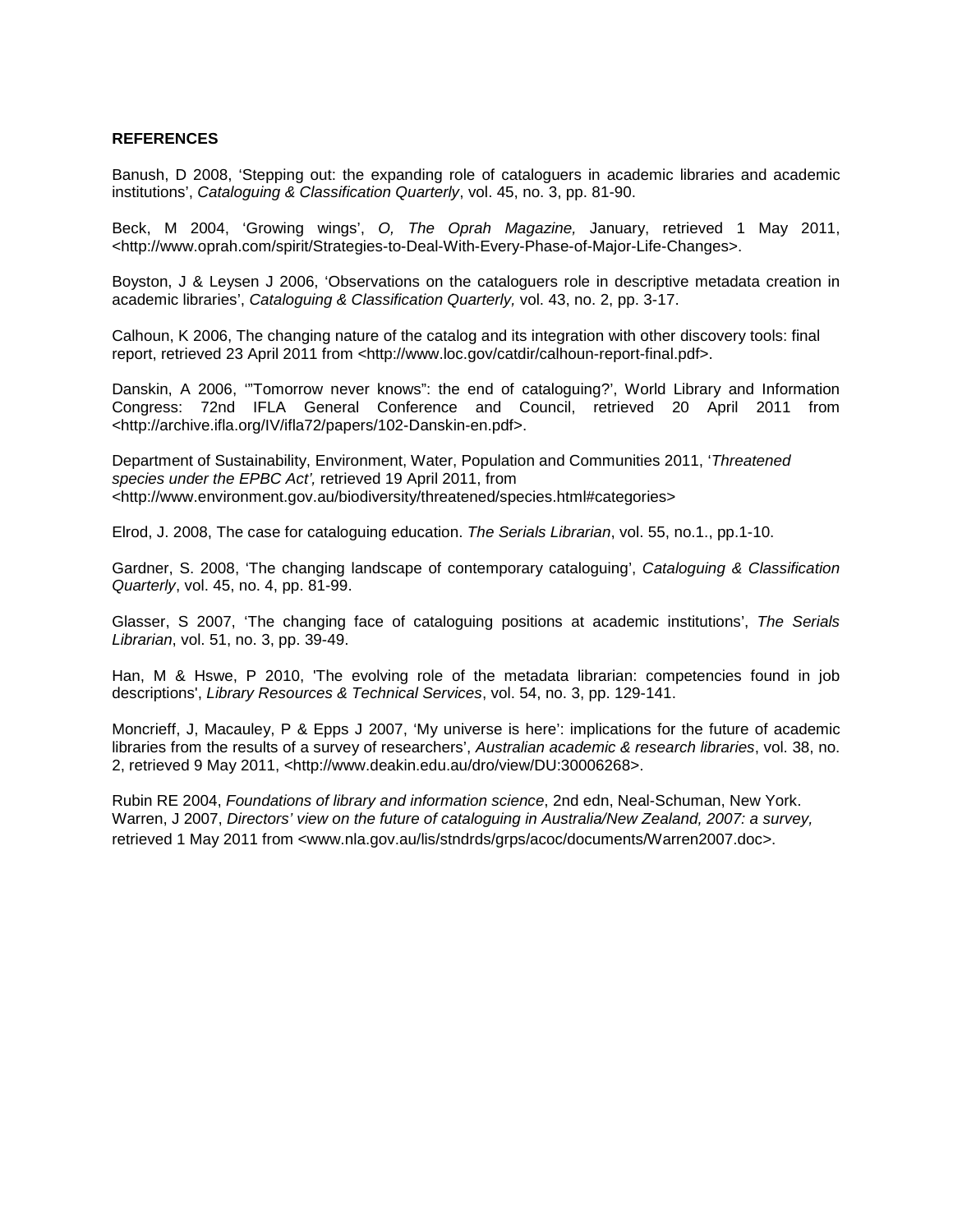**REFERENCES**

Banush, D 2008, 'Stepping out: the expanding role of cataloguers in academic libraries and academic institutions', *Cataloguing & Classification Quarterly*, vol. 45, no. 3, pp. 81-90.

Beck, M 2004, 'Growing wings', *O, The Oprah Magazine,* January, retrieved 1 May 2011, <http://www.oprah.com/spirit/Strategies-to-Deal-With-Every-Phase-of-Major-Life-Changes>.

Boyston, J & Leysen J 2006, 'Observations on the cataloguers role in descriptive metadata creation in academic libraries', *Cataloguing & Classification Quarterly,* vol. 43, no. 2, pp. 3-17.

Calhoun, K 2006, The changing nature of the catalog and its integration with other discovery tools: final report, retrieved 23 April 2011 from <http://www.loc.gov/catdir/calhoun-report-final.pdf>.

Danskin, A 2006, '"Tomorrow never knows": the end of cataloguing?', World Library and Information Congress: 72nd IFLA General Conference and Council, retrieved 20 April 2011 from <http://archive.ifla.org/IV/ifla72/papers/102-Danskin-en.pdf>.

Department of Sustainability, Environment, Water, Population and Communities 2011, '*Threatened species under the EPBC Act',* retrieved 19 April 2011, from <http://www.environment.gov.au/biodiversity/threatened/species.html#categories>

Elrod, J. 2008, The case for cataloguing education. *The Serials Librarian*, vol. 55, no.1., pp.1-10.

Gardner, S. 2008, 'The changing landscape of contemporary cataloguing', *Cataloguing & Classification Quarterly*, vol. 45, no. 4, pp. 81-99.

Glasser, S 2007, 'The changing face of cataloguing positions at academic institutions', *The Serials Librarian*, vol. 51, no. 3, pp. 39-49.

Han, M & Hswe, P 2010, 'The evolving role of the metadata librarian: competencies found in job descriptions', *Library Resources & Technical Services*, vol. 54, no. 3, pp. 129-141.

Moncrieff, J, Macauley, P & Epps J 2007, 'My universe is here': implications for the future of academic libraries from the results of a survey of researchers', *Australian academic & research libraries*, vol. 38, no. 2, retrieved 9 May 2011, <http://www.deakin.edu.au/dro/view/DU:30006268>.

Rubin RE 2004, *Foundations of library and information science*, 2nd edn, Neal-Schuman, New York.
Warren, J 2007, *Directors' view on the future of cataloguing in Australia/New Zealand, 2007: a survey,* retrieved 1 May 2011 from <www.nla.gov.au/lis/stndrds/grps/acoc/documents/Warren2007.doc>.